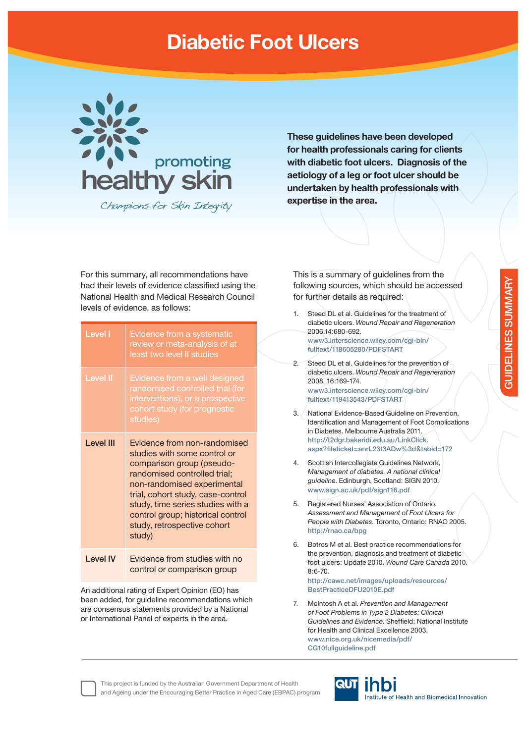# Diabetic Foot Ulcers

promoting healthy skin

*Champions for Skin Integrity*

**These guidelines have been developed for health professionals caring for clients with diabetic foot ulcers. Diagnosis of the aetiology of a leg or foot ulcer should be undertaken by health professionals with expertise in the area.**

GUIDELINES SUMMARY

For this summary, all recommendations have had their levels of evidence classified using the National Health and Medical Research Council levels of evidence, as follows:

| | |
|---|---|
| Level I | Evidence from a systematic review or meta-analysis of at least two level II studies |
| Level II | Evidence from a well designed randomised controlled trial (for interventions), or a prospective cohort study (for prognostic studies) |
| Level III | Evidence from non-randomised studies with some control or comparison group (pseudo-randomised controlled trial; non-randomised experimental trial, cohort study, case-control study, time series studies with a control group; historical control study, retrospective cohort study) |
| Level IV | Evidence from studies with no control or comparison group |

An additional rating of Expert Opinion (EO) has been added, for guideline recommendations which are consensus statements provided by a National or International Panel of experts in the area.

This is a summary of guidelines from the following sources, which should be accessed for further details as required:

1. Steed DL et al. Guidelines for the treatment of diabetic ulcers. *Wound Repair and Regeneration* 2006.14:680-692. www3.interscience.wiley.com/cgi-bin/fulltext/118605280/PDFSTART
2. Steed DL et al. Guidelines for the prevention of diabetic ulcers. *Wound Repair and Regeneration* 2008. 16:169-174. www3.interscience.wiley.com/cgi-bin/fulltext/119413543/PDFSTART
3. National Evidence-Based Guideline on Prevention, Identification and Management of Foot Complications in Diabetes. Melbourne Australia 2011. http://t2dgr.bakeridi.edu.au/LinkClick.aspx?fileticket=anrL23t3ADw%3d&tabid=172
4. Scottish Intercollegiate Guidelines Network, *Management of diabetes. A national clinical guideline*. Edinburgh, Scotland: SIGN 2010. www.sign.ac.uk/pdf/sign116.pdf
5. Registered Nurses' Association of Ontario, *Assessment and Management of Foot Ulcers for People with Diabetes*. Toronto, Ontario: RNAO 2005. http://rnao.ca/bpg
6. Botros M et al. Best practice recommendations for the prevention, diagnosis and treatment of diabetic foot ulcers: Update 2010. *Wound Care Canada* 2010. 8:6-70. http://cawc.net/images/uploads/resources/BestPracticeDFU2010E.pdf
7. McIntosh A et al. *Prevention and Management of Foot Problems in Type 2 Diabetes: Clinical Guidelines and Evidence*. Sheffield: National Institute for Health and Clinical Excellence 2003. www.nice.org.uk/nicemedia/pdf/CG10fullguideline.pdf

This project is funded by the Australian Government Department of Health and Ageing under the Encouraging Better Practice in Aged Care (EBPAC) program

QUT ihbi Institute of Health and Biomedical Innovation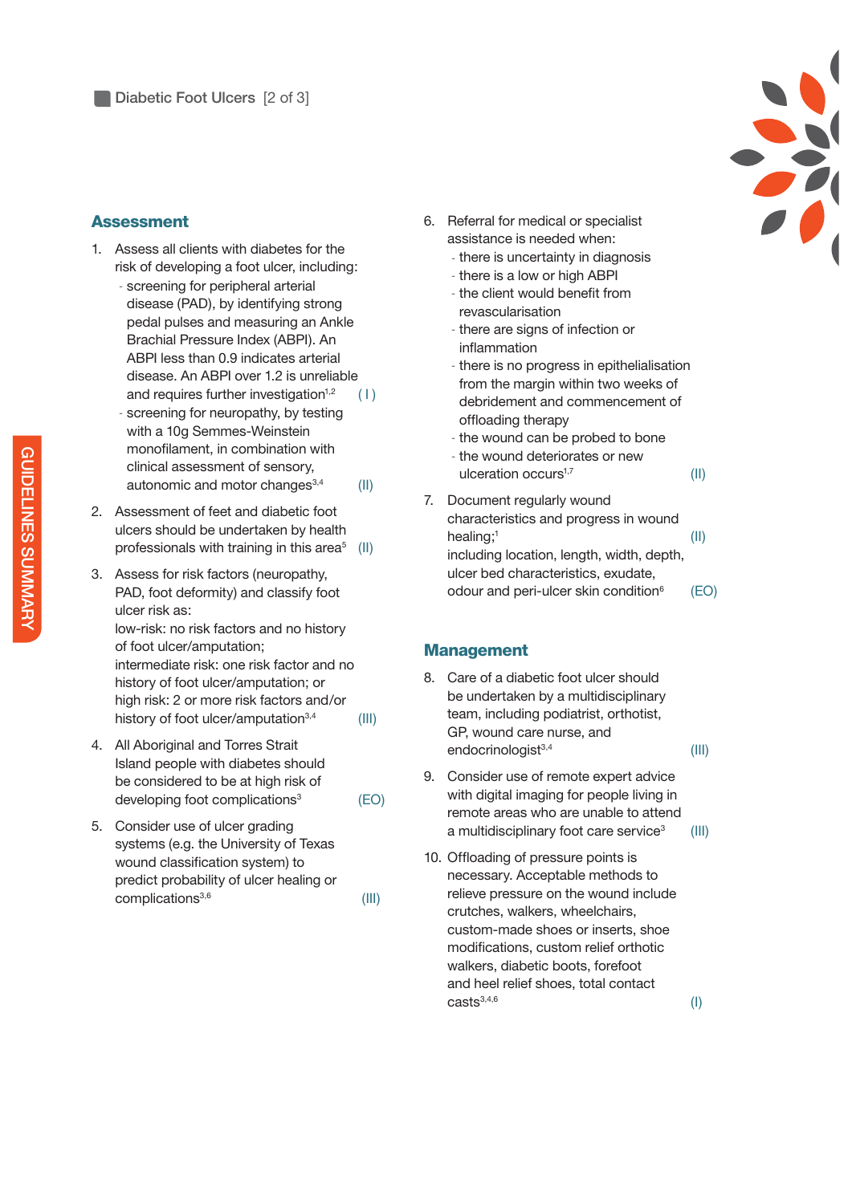## Assessment

1. Assess all clients with diabetes for the risk of developing a foot ulcer, including:
   - screening for peripheral arterial disease (PAD), by identifying strong pedal pulses and measuring an Ankle Brachial Pressure Index (ABPI). An ABPI less than 0.9 indicates arterial disease. An ABPI over 1.2 is unreliable and requires further investigation[1,2] (I)
   - screening for neuropathy, by testing with a 10g Semmes-Weinstein monofilament, in combination with clinical assessment of sensory, autonomic and motor changes[3,4] (II)
2. Assessment of feet and diabetic foot ulcers should be undertaken by health professionals with training in this area[5] (II)
3. Assess for risk factors (neuropathy, PAD, foot deformity) and classify foot ulcer risk as:
   low-risk: no risk factors and no history of foot ulcer/amputation;
   intermediate risk: one risk factor and no history of foot ulcer/amputation; or
   high risk: 2 or more risk factors and/or history of foot ulcer/amputation[3,4] (III)
4. All Aboriginal and Torres Strait Island people with diabetes should be considered to be at high risk of developing foot complications[3] (EO)
5. Consider use of ulcer grading systems (e.g. the University of Texas wound classification system) to predict probability of ulcer healing or complications[3,6] (III)
6. Referral for medical or specialist assistance is needed when:
   - there is uncertainty in diagnosis
   - there is a low or high ABPI
   - the client would benefit from revascularisation
   - there are signs of infection or inflammation
   - there is no progress in epithelialisation from the margin within two weeks of debridement and commencement of offloading therapy
   - the wound can be probed to bone
   - the wound deteriorates or new ulceration occurs[1,7] (II)
7. Document regularly wound characteristics and progress in wound healing;[1] (II)
   including location, length, width, depth, ulcer bed characteristics, exudate, odour and peri-ulcer skin condition[6] (EO)

## Management

8. Care of a diabetic foot ulcer should be undertaken by a multidisciplinary team, including podiatrist, orthotist, GP, wound care nurse, and endocrinologist[3,4] (III)
9. Consider use of remote expert advice with digital imaging for people living in remote areas who are unable to attend a multidisciplinary foot care service[3] (III)
10. Offloading of pressure points is necessary. Acceptable methods to relieve pressure on the wound include crutches, walkers, wheelchairs, custom-made shoes or inserts, shoe modifications, custom relief orthotic walkers, diabetic boots, forefoot and heel relief shoes, total contact casts[3,4,6] (I)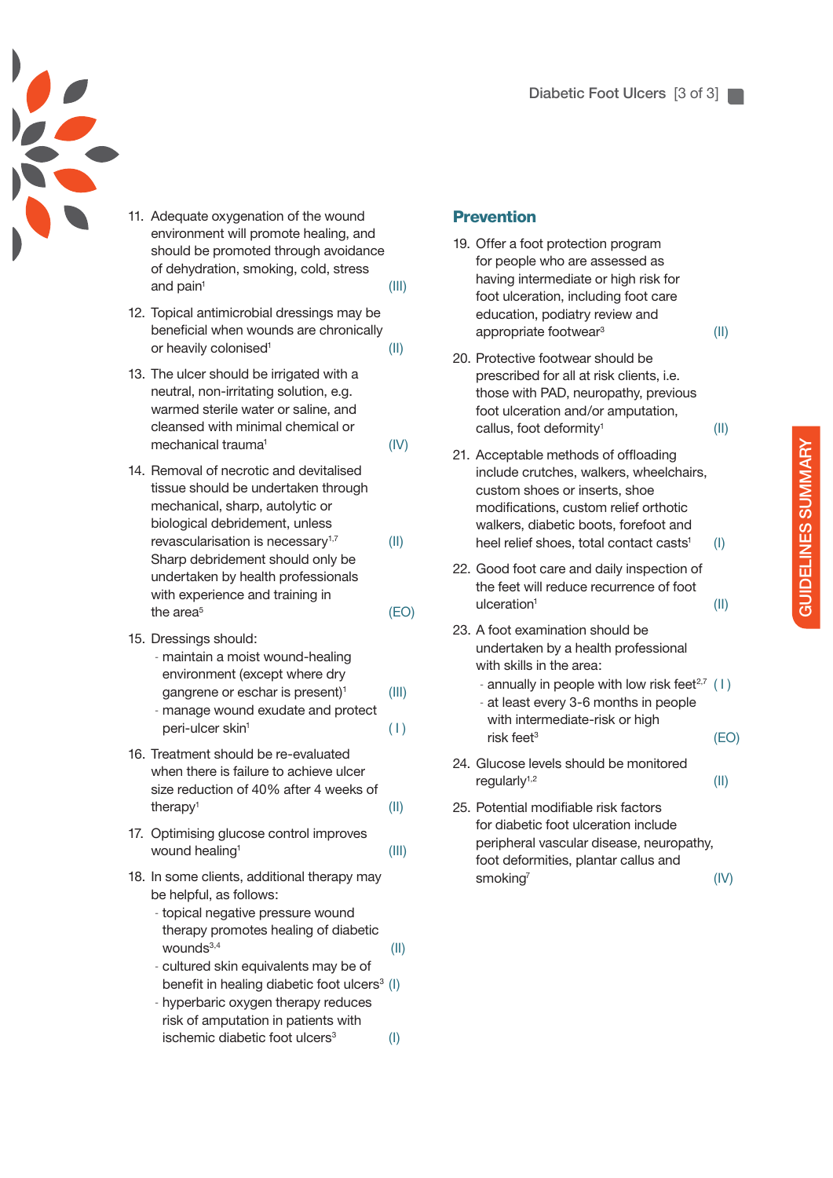11. Adequate oxygenation of the wound environment will promote healing, and should be promoted through avoidance of dehydration, smoking, cold, stress and pain[1] (III)

12. Topical antimicrobial dressings may be beneficial when wounds are chronically or heavily colonised[1] (II)

13. The ulcer should be irrigated with a neutral, non-irritating solution, e.g. warmed sterile water or saline, and cleansed with minimal chemical or mechanical trauma[1] (IV)

14. Removal of necrotic and devitalised tissue should be undertaken through mechanical, sharp, autolytic or biological debridement, unless revascularisation is necessary[1,7] (II)
    Sharp debridement should only be undertaken by health professionals with experience and training in the area[5] (EO)

15. Dressings should:
    - maintain a moist wound-healing environment (except where dry gangrene or eschar is present)[1] (III)
    - manage wound exudate and protect peri-ulcer skin[1] ( I )

16. Treatment should be re-evaluated when there is failure to achieve ulcer size reduction of 40% after 4 weeks of therapy[1] (II)

17. Optimising glucose control improves wound healing[1] (III)

18. In some clients, additional therapy may be helpful, as follows:
    - topical negative pressure wound therapy promotes healing of diabetic wounds[3,4] (II)
    - cultured skin equivalents may be of benefit in healing diabetic foot ulcers[3] (I)
    - hyperbaric oxygen therapy reduces risk of amputation in patients with ischemic diabetic foot ulcers[3] (I)

## Prevention

19. Offer a foot protection program for people who are assessed as having intermediate or high risk for foot ulceration, including foot care education, podiatry review and appropriate footwear[3] (II)

20. Protective footwear should be prescribed for all at risk clients, i.e. those with PAD, neuropathy, previous foot ulceration and/or amputation, callus, foot deformity[1] (II)

21. Acceptable methods of offloading include crutches, walkers, wheelchairs, custom shoes or inserts, shoe modifications, custom relief orthotic walkers, diabetic boots, forefoot and heel relief shoes, total contact casts[1] (I)

22. Good foot care and daily inspection of the feet will reduce recurrence of foot ulceration[1] (II)

23. A foot examination should be undertaken by a health professional with skills in the area:
    - annually in people with low risk feet[2,7] ( I )
    - at least every 3-6 months in people with intermediate-risk or high risk feet[3] (EO)

24. Glucose levels should be monitored regularly[1,2] (II)

25. Potential modifiable risk factors for diabetic foot ulceration include peripheral vascular disease, neuropathy, foot deformities, plantar callus and smoking[7] (IV)